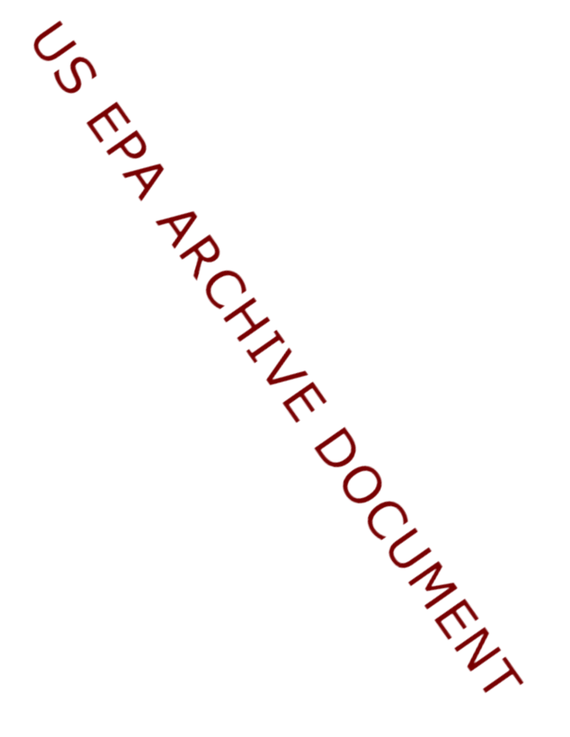US EPA ARCHIVE DOCUMENT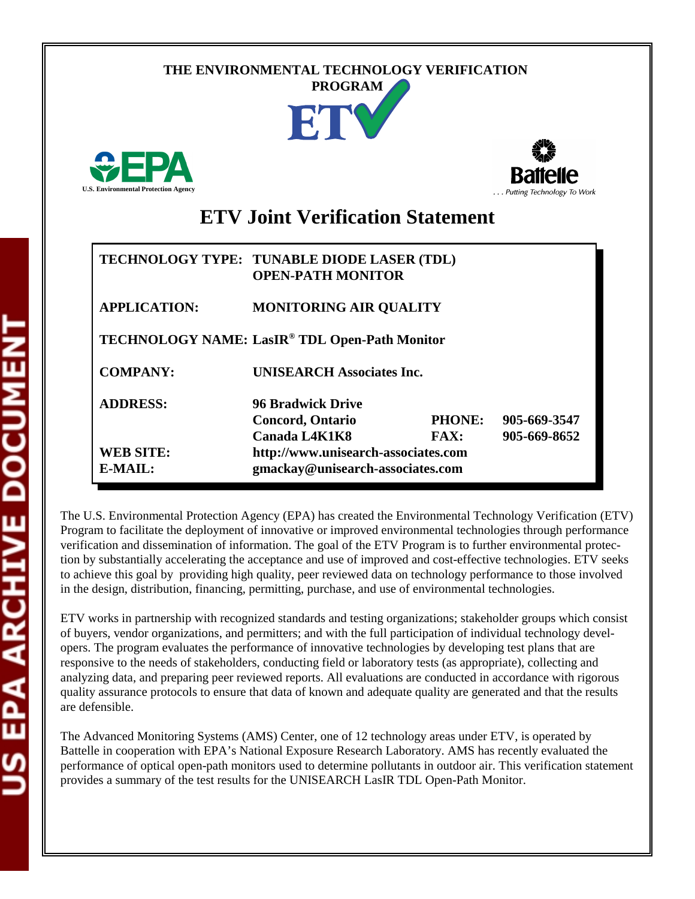THE ENVIRONMENTAL TECHNOLOGY VERIFICATION PROGRAM

ETV

U.S. Environmental Protection Agency

Battelle

. . . Putting Technology To Work

# ETV Joint Verification Statement

| | | | |
|---|---|---|---|
| **TECHNOLOGY TYPE:** | **TUNABLE DIODE LASER (TDL) OPEN-PATH MONITOR** | | |
| **APPLICATION:** | **MONITORING AIR QUALITY** | | |
| **TECHNOLOGY NAME:** | **LasIR® TDL Open-Path Monitor** | | |
| **COMPANY:** | **UNISEARCH Associates Inc.** | | |
| **ADDRESS:** | **96 Bradwick Drive Concord, Ontario Canada L4K1K8** | **PHONE:** **FAX:** | **905-669-3547** **905-669-8652** |
| **WEB SITE:** | **http://www.unisearch-associates.com** | | |
| **E-MAIL:** | **gmackay@unisearch-associates.com** | | |

The U.S. Environmental Protection Agency (EPA) has created the Environmental Technology Verification (ETV) Program to facilitate the deployment of innovative or improved environmental technologies through performance verification and dissemination of information. The goal of the ETV Program is to further environmental protection by substantially accelerating the acceptance and use of improved and cost-effective technologies. ETV seeks to achieve this goal by providing high quality, peer reviewed data on technology performance to those involved in the design, distribution, financing, permitting, purchase, and use of environmental technologies.

ETV works in partnership with recognized standards and testing organizations; stakeholder groups which consist of buyers, vendor organizations, and permitters; and with the full participation of individual technology developers. The program evaluates the performance of innovative technologies by developing test plans that are responsive to the needs of stakeholders, conducting field or laboratory tests (as appropriate), collecting and analyzing data, and preparing peer reviewed reports. All evaluations are conducted in accordance with rigorous quality assurance protocols to ensure that data of known and adequate quality are generated and that the results are defensible.

The Advanced Monitoring Systems (AMS) Center, one of 12 technology areas under ETV, is operated by Battelle in cooperation with EPA's National Exposure Research Laboratory. AMS has recently evaluated the performance of optical open-path monitors used to determine pollutants in outdoor air. This verification statement provides a summary of the test results for the UNISEARCH LasIR TDL Open-Path Monitor.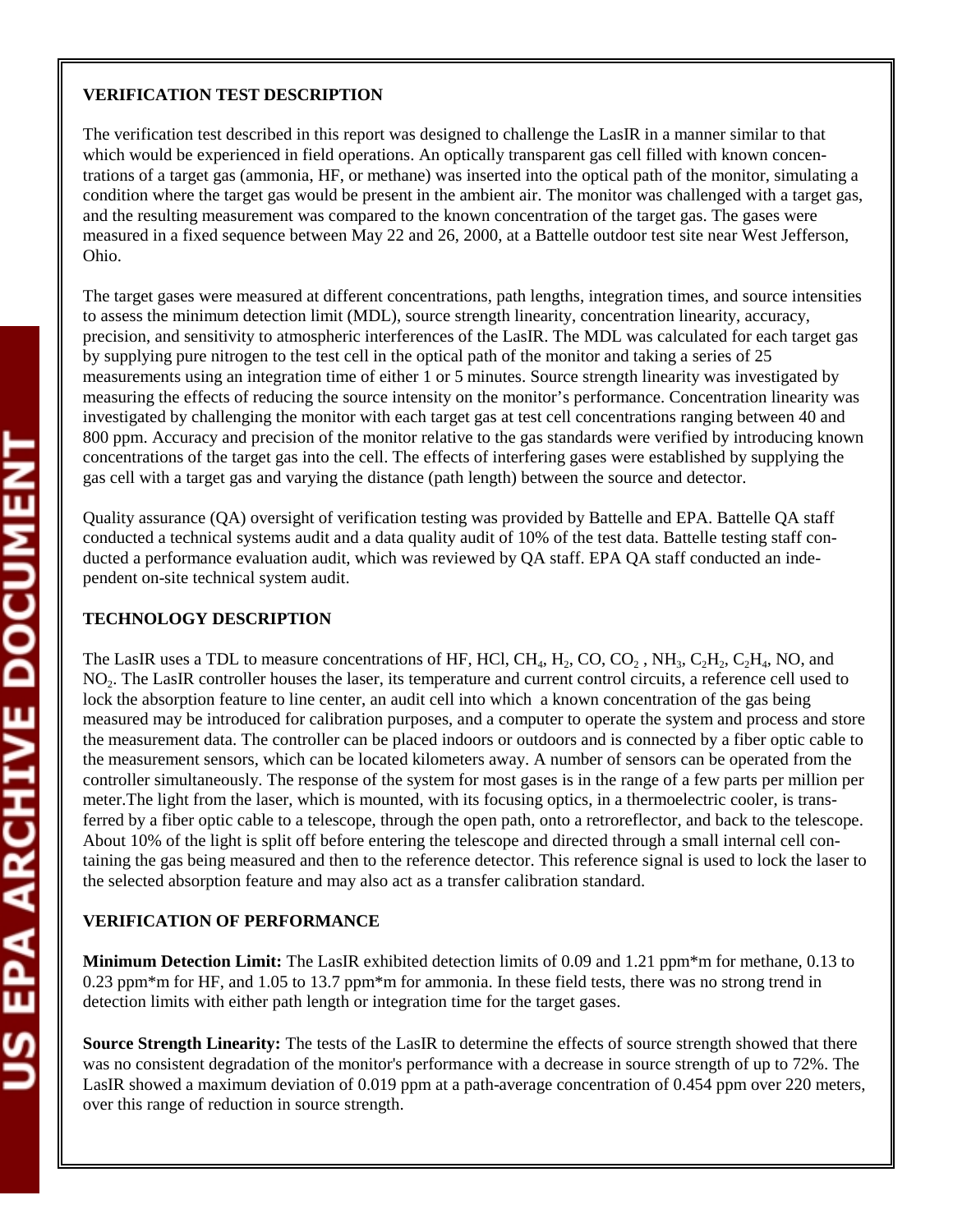**VERIFICATION TEST DESCRIPTION**

The verification test described in this report was designed to challenge the LasIR in a manner similar to that which would be experienced in field operations. An optically transparent gas cell filled with known concentrations of a target gas (ammonia, HF, or methane) was inserted into the optical path of the monitor, simulating a condition where the target gas would be present in the ambient air. The monitor was challenged with a target gas, and the resulting measurement was compared to the known concentration of the target gas. The gases were measured in a fixed sequence between May 22 and 26, 2000, at a Battelle outdoor test site near West Jefferson, Ohio.

The target gases were measured at different concentrations, path lengths, integration times, and source intensities to assess the minimum detection limit (MDL), source strength linearity, concentration linearity, accuracy, precision, and sensitivity to atmospheric interferences of the LasIR. The MDL was calculated for each target gas by supplying pure nitrogen to the test cell in the optical path of the monitor and taking a series of 25 measurements using an integration time of either 1 or 5 minutes. Source strength linearity was investigated by measuring the effects of reducing the source intensity on the monitor's performance. Concentration linearity was investigated by challenging the monitor with each target gas at test cell concentrations ranging between 40 and 800 ppm. Accuracy and precision of the monitor relative to the gas standards were verified by introducing known concentrations of the target gas into the cell. The effects of interfering gases were established by supplying the gas cell with a target gas and varying the distance (path length) between the source and detector.

Quality assurance (QA) oversight of verification testing was provided by Battelle and EPA. Battelle QA staff conducted a technical systems audit and a data quality audit of 10% of the test data. Battelle testing staff conducted a performance evaluation audit, which was reviewed by QA staff. EPA QA staff conducted an independent on-site technical system audit.

**TECHNOLOGY DESCRIPTION**

The LasIR uses a TDL to measure concentrations of HF, HCl, $CH_4$, $H_2$, CO, $CO_2$ , $NH_3$, $C_2H_2$, $C_2H_4$, NO, and $NO_2$. The LasIR controller houses the laser, its temperature and current control circuits, a reference cell used to lock the absorption feature to line center, an audit cell into which a known concentration of the gas being measured may be introduced for calibration purposes, and a computer to operate the system and process and store the measurement data. The controller can be placed indoors or outdoors and is connected by a fiber optic cable to the measurement sensors, which can be located kilometers away. A number of sensors can be operated from the controller simultaneously. The response of the system for most gases is in the range of a few parts per million per meter.The light from the laser, which is mounted, with its focusing optics, in a thermoelectric cooler, is transferred by a fiber optic cable to a telescope, through the open path, onto a retroreflector, and back to the telescope. About 10% of the light is split off before entering the telescope and directed through a small internal cell containing the gas being measured and then to the reference detector. This reference signal is used to lock the laser to the selected absorption feature and may also act as a transfer calibration standard.

**VERIFICATION OF PERFORMANCE**

**Minimum Detection Limit:** The LasIR exhibited detection limits of 0.09 and 1.21 ppm*m for methane, 0.13 to 0.23 ppm*m for HF, and 1.05 to 13.7 ppm*m for ammonia. In these field tests, there was no strong trend in detection limits with either path length or integration time for the target gases.

**Source Strength Linearity:** The tests of the LasIR to determine the effects of source strength showed that there was no consistent degradation of the monitor's performance with a decrease in source strength of up to 72%. The LasIR showed a maximum deviation of 0.019 ppm at a path-average concentration of 0.454 ppm over 220 meters, over this range of reduction in source strength.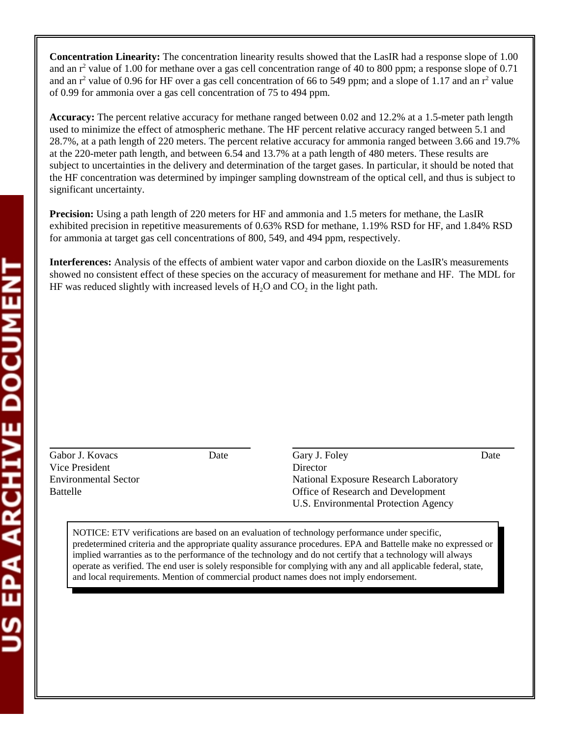**Concentration Linearity:** The concentration linearity results showed that the LasIR had a response slope of 1.00 and an $r^2$ value of 1.00 for methane over a gas cell concentration range of 40 to 800 ppm; a response slope of 0.71 and an $r^2$ value of 0.96 for HF over a gas cell concentration of 66 to 549 ppm; and a slope of 1.17 and an $r^2$ value of 0.99 for ammonia over a gas cell concentration of 75 to 494 ppm.

**Accuracy:** The percent relative accuracy for methane ranged between 0.02 and 12.2% at a 1.5-meter path length used to minimize the effect of atmospheric methane. The HF percent relative accuracy ranged between 5.1 and 28.7%, at a path length of 220 meters. The percent relative accuracy for ammonia ranged between 3.66 and 19.7% at the 220-meter path length, and between 6.54 and 13.7% at a path length of 480 meters. These results are subject to uncertainties in the delivery and determination of the target gases. In particular, it should be noted that the HF concentration was determined by impinger sampling downstream of the optical cell, and thus is subject to significant uncertainty.

**Precision:** Using a path length of 220 meters for HF and ammonia and 1.5 meters for methane, the LasIR exhibited precision in repetitive measurements of 0.63% RSD for methane, 1.19% RSD for HF, and 1.84% RSD for ammonia at target gas cell concentrations of 800, 549, and 494 ppm, respectively.

**Interferences:** Analysis of the effects of ambient water vapor and carbon dioxide on the LasIR's measurements showed no consistent effect of these species on the accuracy of measurement for methane and HF. The MDL for HF was reduced slightly with increased levels of $H_2O$ and $CO_2$ in the light path.

Gabor J. Kovacs  Date
Vice President
Environmental Sector
Battelle

Gary J. Foley  Date
Director
National Exposure Research Laboratory
Office of Research and Development
U.S. Environmental Protection Agency

NOTICE: ETV verifications are based on an evaluation of technology performance under specific, predetermined criteria and the appropriate quality assurance procedures. EPA and Battelle make no expressed or implied warranties as to the performance of the technology and do not certify that a technology will always operate as verified. The end user is solely responsible for complying with any and all applicable federal, state, and local requirements. Mention of commercial product names does not imply endorsement.